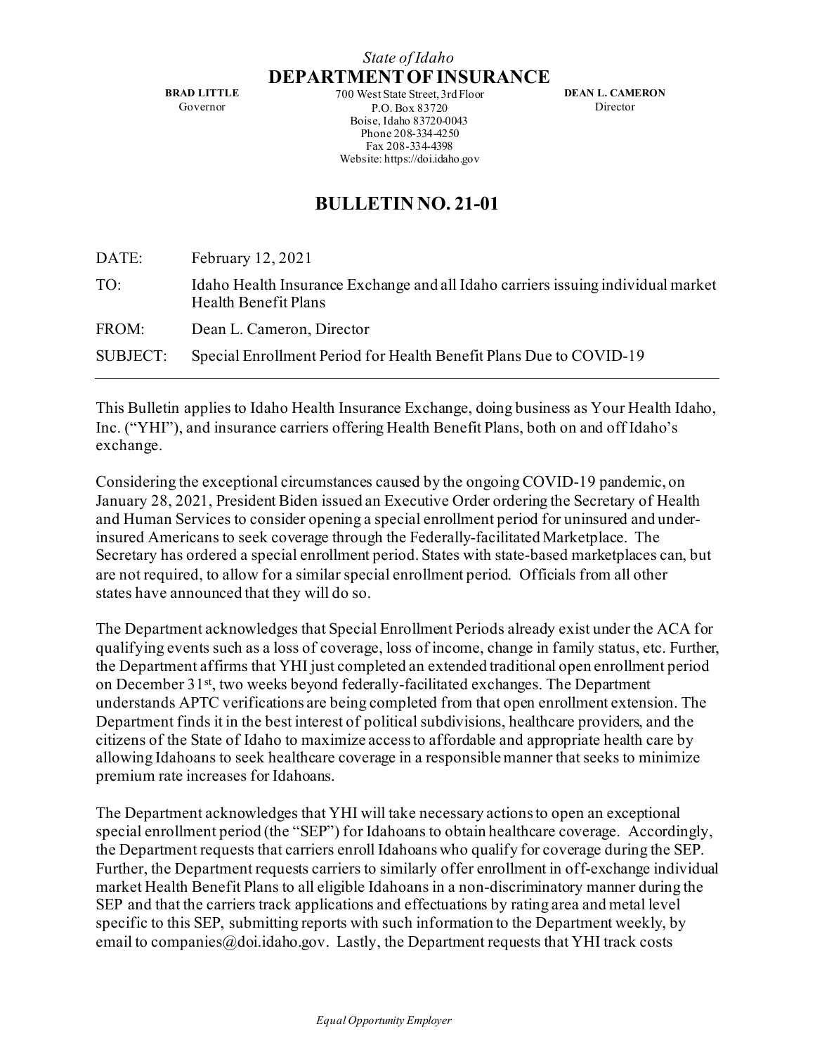*State of Idaho*

# DEPARTMENT OF INSURANCE

**BRAD LITTLE**
Governor

700 West State Street, 3rd Floor
P.O. Box 83720
Boise, Idaho 83720-0043
Phone 208-334-4250
Fax 208-334-4398
Website: https://doi.idaho.gov

**DEAN L. CAMERON**
Director

## BULLETIN NO. 21-01

DATE: February 12, 2021

TO: Idaho Health Insurance Exchange and all Idaho carriers issuing individual market Health Benefit Plans

FROM: Dean L. Cameron, Director

SUBJECT: Special Enrollment Period for Health Benefit Plans Due to COVID-19

---

This Bulletin applies to Idaho Health Insurance Exchange, doing business as Your Health Idaho, Inc. ("YHI"), and insurance carriers offering Health Benefit Plans, both on and off Idaho's exchange.

Considering the exceptional circumstances caused by the ongoing COVID-19 pandemic, on January 28, 2021, President Biden issued an Executive Order ordering the Secretary of Health and Human Services to consider opening a special enrollment period for uninsured and under-insured Americans to seek coverage through the Federally-facilitated Marketplace. The Secretary has ordered a special enrollment period. States with state-based marketplaces can, but are not required, to allow for a similar special enrollment period. Officials from all other states have announced that they will do so.

The Department acknowledges that Special Enrollment Periods already exist under the ACA for qualifying events such as a loss of coverage, loss of income, change in family status, etc. Further, the Department affirms that YHI just completed an extended traditional open enrollment period on December 31st, two weeks beyond federally-facilitated exchanges. The Department understands APTC verifications are being completed from that open enrollment extension. The Department finds it in the best interest of political subdivisions, healthcare providers, and the citizens of the State of Idaho to maximize access to affordable and appropriate health care by allowing Idahoans to seek healthcare coverage in a responsible manner that seeks to minimize premium rate increases for Idahoans.

The Department acknowledges that YHI will take necessary actions to open an exceptional special enrollment period (the "SEP") for Idahoans to obtain healthcare coverage. Accordingly, the Department requests that carriers enroll Idahoans who qualify for coverage during the SEP. Further, the Department requests carriers to similarly offer enrollment in off-exchange individual market Health Benefit Plans to all eligible Idahoans in a non-discriminatory manner during the SEP and that the carriers track applications and effectuations by rating area and metal level specific to this SEP, submitting reports with such information to the Department weekly, by email to companies@doi.idaho.gov. Lastly, the Department requests that YHI track costs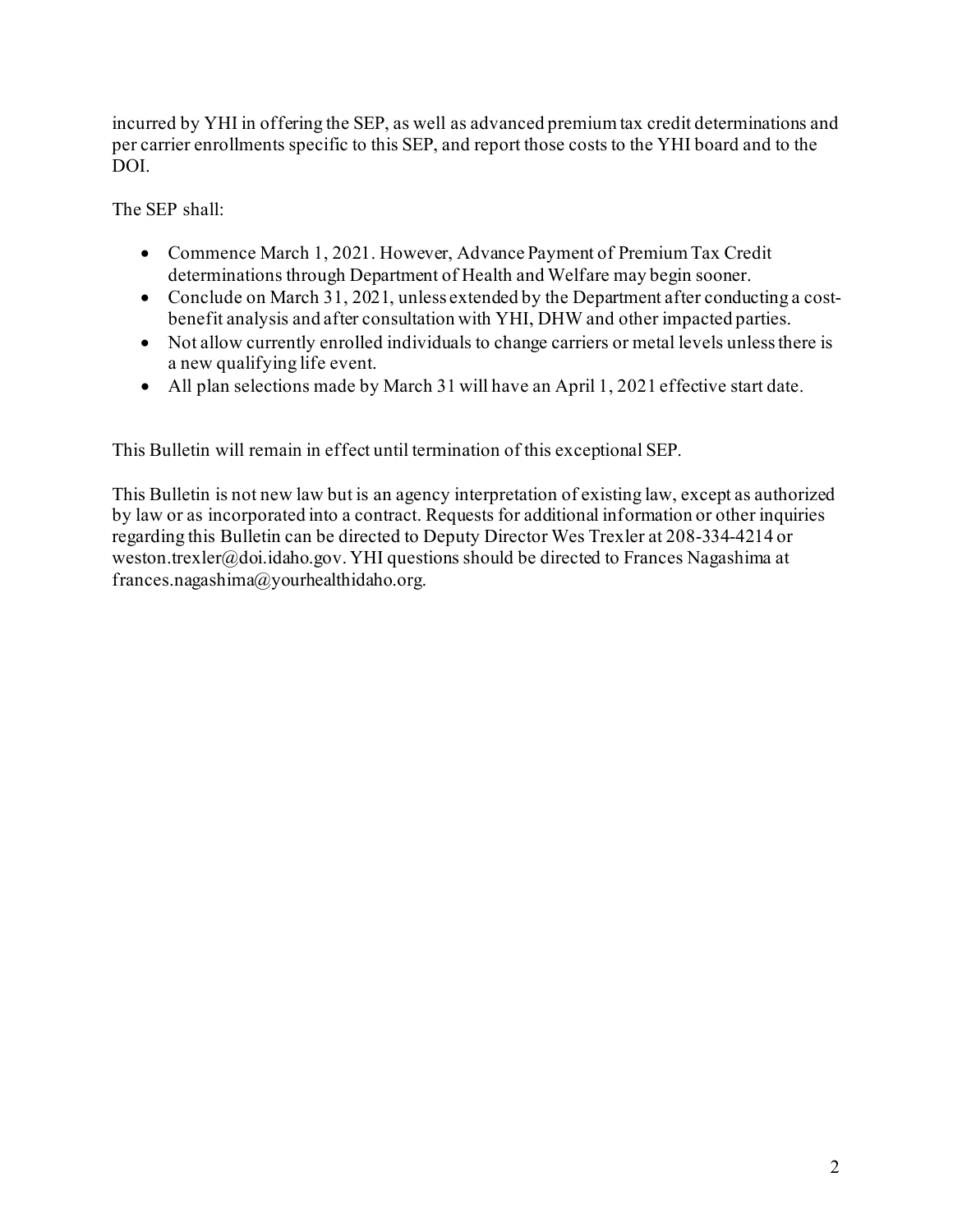incurred by YHI in offering the SEP, as well as advanced premium tax credit determinations and per carrier enrollments specific to this SEP, and report those costs to the YHI board and to the DOI.

The SEP shall:

- Commence March 1, 2021. However, Advance Payment of Premium Tax Credit determinations through Department of Health and Welfare may begin sooner.
- Conclude on March 31, 2021, unless extended by the Department after conducting a cost-benefit analysis and after consultation with YHI, DHW and other impacted parties.
- Not allow currently enrolled individuals to change carriers or metal levels unless there is a new qualifying life event.
- All plan selections made by March 31 will have an April 1, 2021 effective start date.

This Bulletin will remain in effect until termination of this exceptional SEP.

This Bulletin is not new law but is an agency interpretation of existing law, except as authorized by law or as incorporated into a contract. Requests for additional information or other inquiries regarding this Bulletin can be directed to Deputy Director Wes Trexler at 208-334-4214 or weston.trexler@doi.idaho.gov. YHI questions should be directed to Frances Nagashima at frances.nagashima@yourhealthidaho.org.